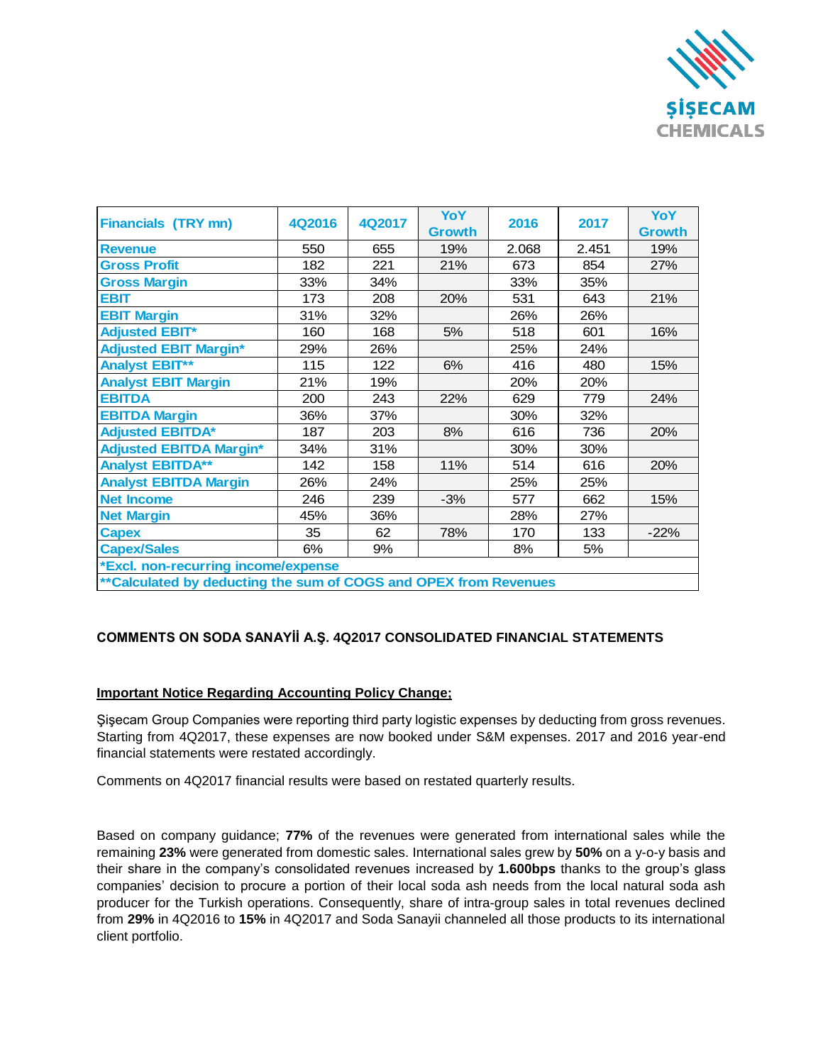ŞİŞECAM CHEMICALS

| Financials (TRY mn) | 4Q2016 | 4Q2017 | YoY Growth | 2016 | 2017 | YoY Growth |
|---|---|---|---|---|---|---|
| Revenue | 550 | 655 | 19% | 2.068 | 2.451 | 19% |
| Gross Profit | 182 | 221 | 21% | 673 | 854 | 27% |
| Gross Margin | 33% | 34% | | 33% | 35% | |
| EBIT | 173 | 208 | 20% | 531 | 643 | 21% |
| EBIT Margin | 31% | 32% | | 26% | 26% | |
| Adjusted EBIT* | 160 | 168 | 5% | 518 | 601 | 16% |
| Adjusted EBIT Margin* | 29% | 26% | | 25% | 24% | |
| Analyst EBIT** | 115 | 122 | 6% | 416 | 480 | 15% |
| Analyst EBIT Margin | 21% | 19% | | 20% | 20% | |
| EBITDA | 200 | 243 | 22% | 629 | 779 | 24% |
| EBITDA Margin | 36% | 37% | | 30% | 32% | |
| Adjusted EBITDA* | 187 | 203 | 8% | 616 | 736 | 20% |
| Adjusted EBITDA Margin* | 34% | 31% | | 30% | 30% | |
| Analyst EBITDA** | 142 | 158 | 11% | 514 | 616 | 20% |
| Analyst EBITDA Margin | 26% | 24% | | 25% | 25% | |
| Net Income | 246 | 239 | -3% | 577 | 662 | 15% |
| Net Margin | 45% | 36% | | 28% | 27% | |
| Capex | 35 | 62 | 78% | 170 | 133 | -22% |
| Capex/Sales | 6% | 9% | | 8% | 5% | |
| *Excl. non-recurring income/expense | | | | | | |
| **Calculated by deducting the sum of COGS and OPEX from Revenues | | | | | | |

## COMMENTS ON SODA SANAYİİ A.Ş. 4Q2017 CONSOLIDATED FINANCIAL STATEMENTS

**Important Notice Regarding Accounting Policy Change;**

Şişecam Group Companies were reporting third party logistic expenses by deducting from gross revenues. Starting from 4Q2017, these expenses are now booked under S&M expenses. 2017 and 2016 year-end financial statements were restated accordingly.

Comments on 4Q2017 financial results were based on restated quarterly results.

Based on company guidance; **77%** of the revenues were generated from international sales while the remaining **23%** were generated from domestic sales. International sales grew by **50%** on a y-o-y basis and their share in the company's consolidated revenues increased by **1.600bps** thanks to the group's glass companies' decision to procure a portion of their local soda ash needs from the local natural soda ash producer for the Turkish operations. Consequently, share of intra-group sales in total revenues declined from **29%** in 4Q2016 to **15%** in 4Q2017 and Soda Sanayii channeled all those products to its international client portfolio.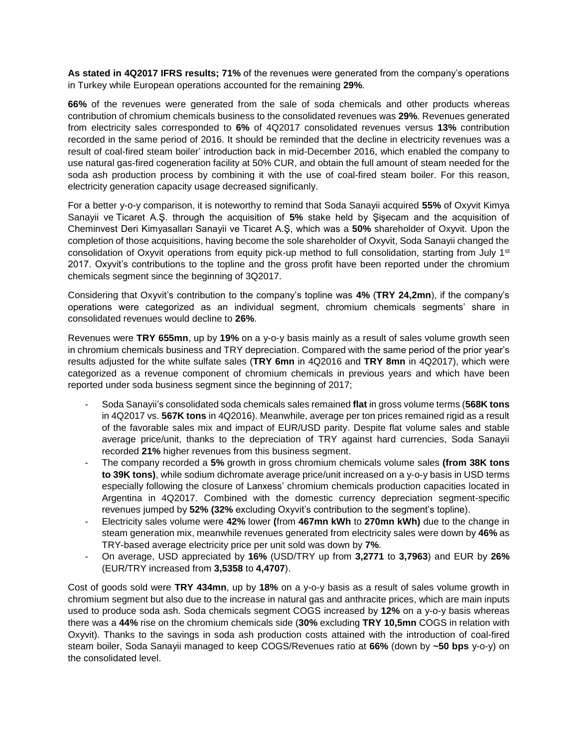**As stated in 4Q2017 IFRS results; 71%** of the revenues were generated from the company's operations in Turkey while European operations accounted for the remaining **29%**.

**66%** of the revenues were generated from the sale of soda chemicals and other products whereas contribution of chromium chemicals business to the consolidated revenues was **29%**. Revenues generated from electricity sales corresponded to **6%** of 4Q2017 consolidated revenues versus **13%** contribution recorded in the same period of 2016. It should be reminded that the decline in electricity revenues was a result of coal-fired steam boiler' introduction back in mid-December 2016, which enabled the company to use natural gas-fired cogeneration facility at 50% CUR, and obtain the full amount of steam needed for the soda ash production process by combining it with the use of coal-fired steam boiler. For this reason, electricity generation capacity usage decreased significanly.

For a better y-o-y comparison, it is noteworthy to remind that Soda Sanayii acquired **55%** of Oxyvit Kimya Sanayii ve Ticaret A.Ş. through the acquisition of **5%** stake held by Şişecam and the acquisition of Cheminvest Deri Kimyasalları Sanayii ve Ticaret A.Ş, which was a **50%** shareholder of Oxyvit. Upon the completion of those acquisitions, having become the sole shareholder of Oxyvit, Soda Sanayii changed the consolidation of Oxyvit operations from equity pick-up method to full consolidation, starting from July 1st 2017. Oxyvit's contributions to the topline and the gross profit have been reported under the chromium chemicals segment since the beginning of 3Q2017.

Considering that Oxyvit's contribution to the company's topline was **4%** (**TRY 24,2mn**), if the company's operations were categorized as an individual segment, chromium chemicals segments' share in consolidated revenues would decline to **26%**.

Revenues were **TRY 655mn**, up by **19%** on a y-o-y basis mainly as a result of sales volume growth seen in chromium chemicals business and TRY depreciation. Compared with the same period of the prior year's results adjusted for the white sulfate sales (**TRY 6mn** in 4Q2016 and **TRY 8mn** in 4Q2017), which were categorized as a revenue component of chromium chemicals in previous years and which have been reported under soda business segment since the beginning of 2017;

- Soda Sanayii's consolidated soda chemicals sales remained **flat** in gross volume terms (**568K tons** in 4Q2017 vs. **567K tons** in 4Q2016). Meanwhile, average per ton prices remained rigid as a result of the favorable sales mix and impact of EUR/USD parity. Despite flat volume sales and stable average price/unit, thanks to the depreciation of TRY against hard currencies, Soda Sanayii recorded **21%** higher revenues from this business segment.
- The company recorded a **5%** growth in gross chromium chemicals volume sales **(from 38K tons to 39K tons)**, while sodium dichromate average price/unit increased on a y-o-y basis in USD terms especially following the closure of Lanxess' chromium chemicals production capacities located in Argentina in 4Q2017. Combined with the domestic currency depreciation segment-specific revenues jumped by **52% (32%** excluding Oxyvit's contribution to the segment's topline).
- Electricity sales volume were **42%** lower **(**from **467mn kWh** to **270mn kWh)** due to the change in steam generation mix, meanwhile revenues generated from electricity sales were down by **46%** as TRY-based average electricity price per unit sold was down by **7%**.
- On average, USD appreciated by **16%** (USD/TRY up from **3,2771** to **3,7963**) and EUR by **26%** (EUR/TRY increased from **3,5358** to **4,4707**).

Cost of goods sold were **TRY 434mn**, up by **18%** on a y-o-y basis as a result of sales volume growth in chromium segment but also due to the increase in natural gas and anthracite prices, which are main inputs used to produce soda ash. Soda chemicals segment COGS increased by **12%** on a y-o-y basis whereas there was a **44%** rise on the chromium chemicals side (**30%** excluding **TRY 10,5mn** COGS in relation with Oxyvit). Thanks to the savings in soda ash production costs attained with the introduction of coal-fired steam boiler, Soda Sanayii managed to keep COGS/Revenues ratio at **66%** (down by **~50 bps** y-o-y) on the consolidated level.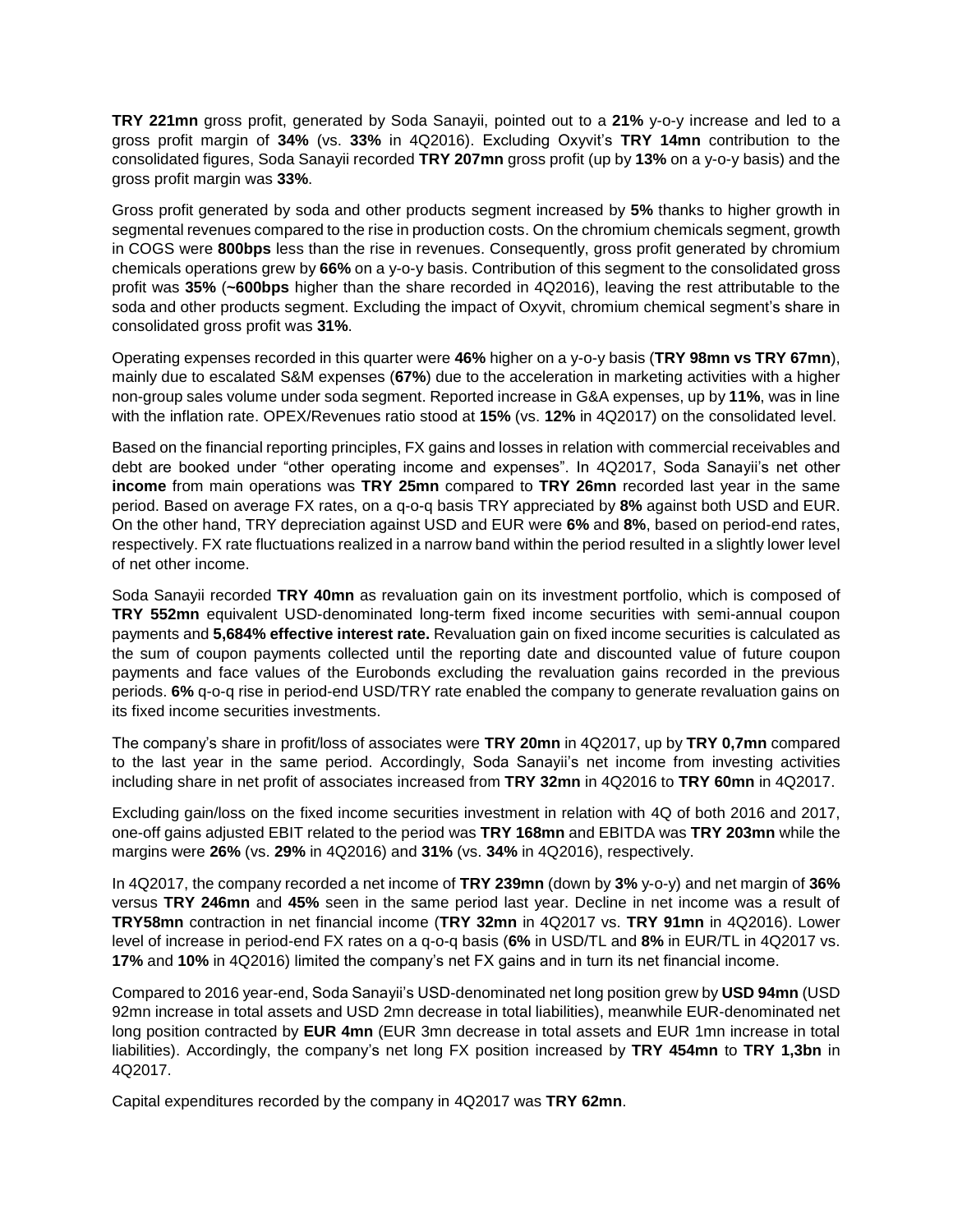**TRY 221mn** gross profit, generated by Soda Sanayii, pointed out to a **21%** y-o-y increase and led to a gross profit margin of **34%** (vs. **33%** in 4Q2016). Excluding Oxyvit's **TRY 14mn** contribution to the consolidated figures, Soda Sanayii recorded **TRY 207mn** gross profit (up by **13%** on a y-o-y basis) and the gross profit margin was **33%**.

Gross profit generated by soda and other products segment increased by **5%** thanks to higher growth in segmental revenues compared to the rise in production costs. On the chromium chemicals segment, growth in COGS were **800bps** less than the rise in revenues. Consequently, gross profit generated by chromium chemicals operations grew by **66%** on a y-o-y basis. Contribution of this segment to the consolidated gross profit was **35%** (**~600bps** higher than the share recorded in 4Q2016), leaving the rest attributable to the soda and other products segment. Excluding the impact of Oxyvit, chromium chemical segment's share in consolidated gross profit was **31%**.

Operating expenses recorded in this quarter were **46%** higher on a y-o-y basis (**TRY 98mn vs TRY 67mn**), mainly due to escalated S&M expenses (**67%**) due to the acceleration in marketing activities with a higher non-group sales volume under soda segment. Reported increase in G&A expenses, up by **11%**, was in line with the inflation rate. OPEX/Revenues ratio stood at **15%** (vs. **12%** in 4Q2017) on the consolidated level.

Based on the financial reporting principles, FX gains and losses in relation with commercial receivables and debt are booked under "other operating income and expenses". In 4Q2017, Soda Sanayii's net other **income** from main operations was **TRY 25mn** compared to **TRY 26mn** recorded last year in the same period. Based on average FX rates, on a q-o-q basis TRY appreciated by **8%** against both USD and EUR. On the other hand, TRY depreciation against USD and EUR were **6%** and **8%**, based on period-end rates, respectively. FX rate fluctuations realized in a narrow band within the period resulted in a slightly lower level of net other income.

Soda Sanayii recorded **TRY 40mn** as revaluation gain on its investment portfolio, which is composed of **TRY 552mn** equivalent USD-denominated long-term fixed income securities with semi-annual coupon payments and **5,684% effective interest rate.** Revaluation gain on fixed income securities is calculated as the sum of coupon payments collected until the reporting date and discounted value of future coupon payments and face values of the Eurobonds excluding the revaluation gains recorded in the previous periods. **6%** q-o-q rise in period-end USD/TRY rate enabled the company to generate revaluation gains on its fixed income securities investments.

The company's share in profit/loss of associates were **TRY 20mn** in 4Q2017, up by **TRY 0,7mn** compared to the last year in the same period. Accordingly, Soda Sanayii's net income from investing activities including share in net profit of associates increased from **TRY 32mn** in 4Q2016 to **TRY 60mn** in 4Q2017.

Excluding gain/loss on the fixed income securities investment in relation with 4Q of both 2016 and 2017, one-off gains adjusted EBIT related to the period was **TRY 168mn** and EBITDA was **TRY 203mn** while the margins were **26%** (vs. **29%** in 4Q2016) and **31%** (vs. **34%** in 4Q2016), respectively.

In 4Q2017, the company recorded a net income of **TRY 239mn** (down by **3%** y-o-y) and net margin of **36%** versus **TRY 246mn** and **45%** seen in the same period last year. Decline in net income was a result of **TRY58mn** contraction in net financial income (**TRY 32mn** in 4Q2017 vs. **TRY 91mn** in 4Q2016). Lower level of increase in period-end FX rates on a q-o-q basis (**6%** in USD/TL and **8%** in EUR/TL in 4Q2017 vs. **17%** and **10%** in 4Q2016) limited the company's net FX gains and in turn its net financial income.

Compared to 2016 year-end, Soda Sanayii's USD-denominated net long position grew by **USD 94mn** (USD 92mn increase in total assets and USD 2mn decrease in total liabilities), meanwhile EUR-denominated net long position contracted by **EUR 4mn** (EUR 3mn decrease in total assets and EUR 1mn increase in total liabilities). Accordingly, the company's net long FX position increased by **TRY 454mn** to **TRY 1,3bn** in 4Q2017.

Capital expenditures recorded by the company in 4Q2017 was **TRY 62mn**.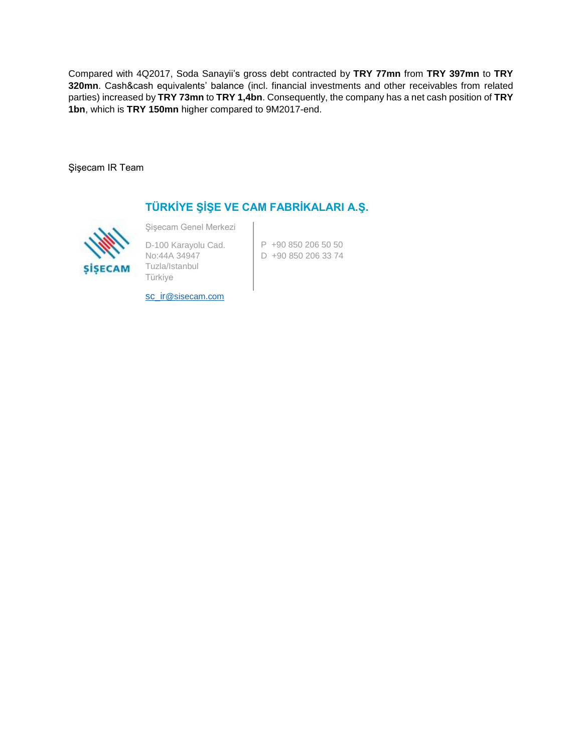Compared with 4Q2017, Soda Sanayii's gross debt contracted by **TRY 77mn** from **TRY 397mn** to **TRY 320mn**. Cash&cash equivalents' balance (incl. financial investments and other receivables from related parties) increased by **TRY 73mn** to **TRY 1,4bn**. Consequently, the company has a net cash position of **TRY 1bn**, which is **TRY 150mn** higher compared to 9M2017-end.

Şişecam IR Team

**TÜRKİYE ŞİŞE VE CAM FABRİKALARI A.Ş.**

ŞİŞECAM

Şişecam Genel Merkezi

D-100 Karayolu Cad.
No:44A 34947
Tuzla/Istanbul
Türkiye

sc_ir@sisecam.com

P +90 850 206 50 50
D +90 850 206 33 74